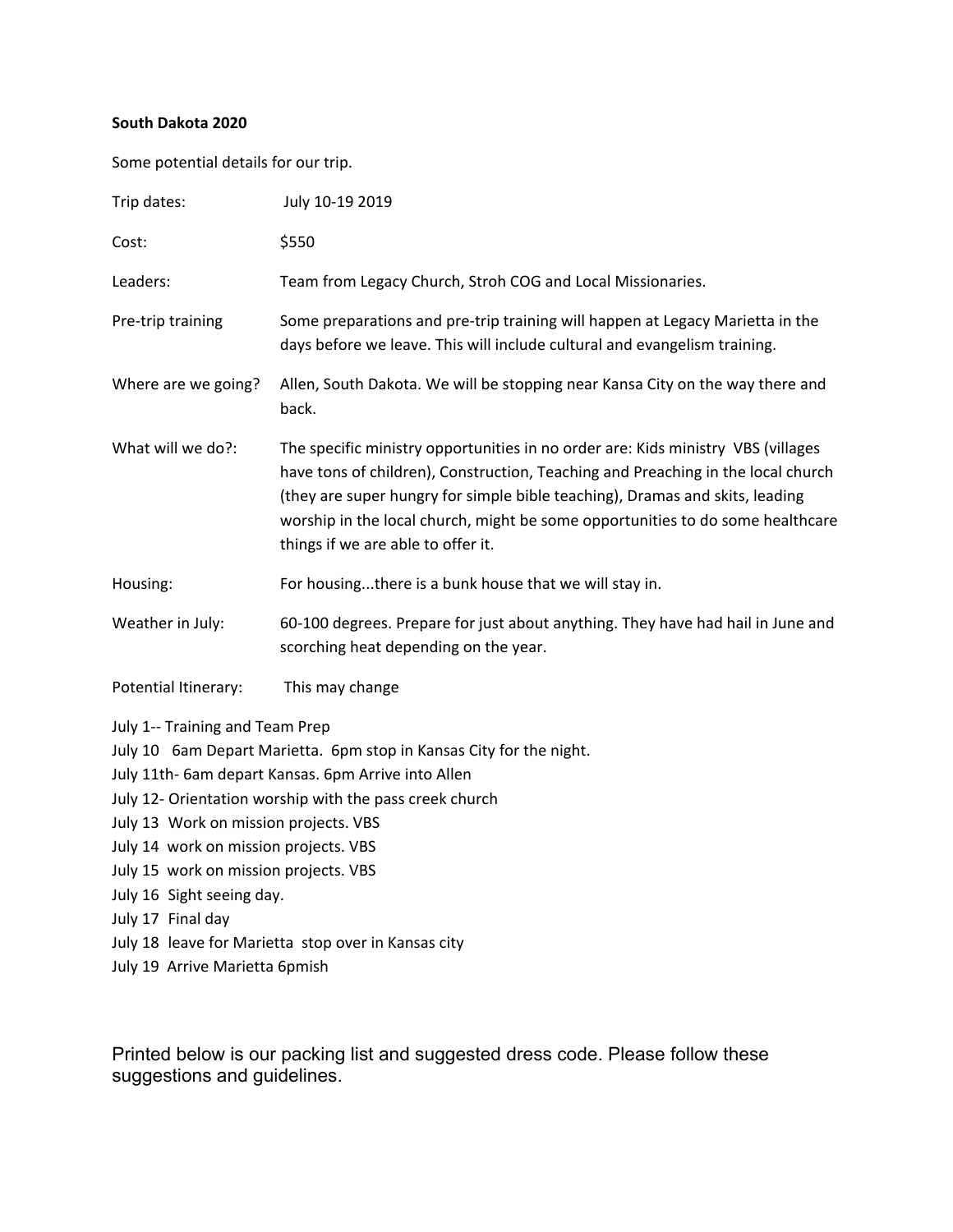**South Dakota 2020**

Some potential details for our trip.

| | |
|---|---|
| Trip dates: | July 10-19 2019 |
| Cost: | $550 |
| Leaders: | Team from Legacy Church, Stroh COG and Local Missionaries. |
| Pre-trip training | Some preparations and pre-trip training will happen at Legacy Marietta in the days before we leave. This will include cultural and evangelism training. |
| Where are we going? | Allen, South Dakota. We will be stopping near Kansa City on the way there and back. |
| What will we do?: | The specific ministry opportunities in no order are: Kids ministry VBS (villages have tons of children), Construction, Teaching and Preaching in the local church (they are super hungry for simple bible teaching), Dramas and skits, leading worship in the local church, might be some opportunities to do some healthcare things if we are able to offer it. |
| Housing: | For housing...there is a bunk house that we will stay in. |
| Weather in July: | 60-100 degrees. Prepare for just about anything. They have had hail in June and scorching heat depending on the year. |
| Potential Itinerary: | This may change |

July 1-- Training and Team Prep
July 10 6am Depart Marietta. 6pm stop in Kansas City for the night.
July 11th- 6am depart Kansas. 6pm Arrive into Allen
July 12- Orientation worship with the pass creek church
July 13 Work on mission projects. VBS
July 14 work on mission projects. VBS
July 15 work on mission projects. VBS
July 16 Sight seeing day.
July 17 Final day
July 18 leave for Marietta stop over in Kansas city
July 19 Arrive Marietta 6pmish

Printed below is our packing list and suggested dress code. Please follow these suggestions and guidelines.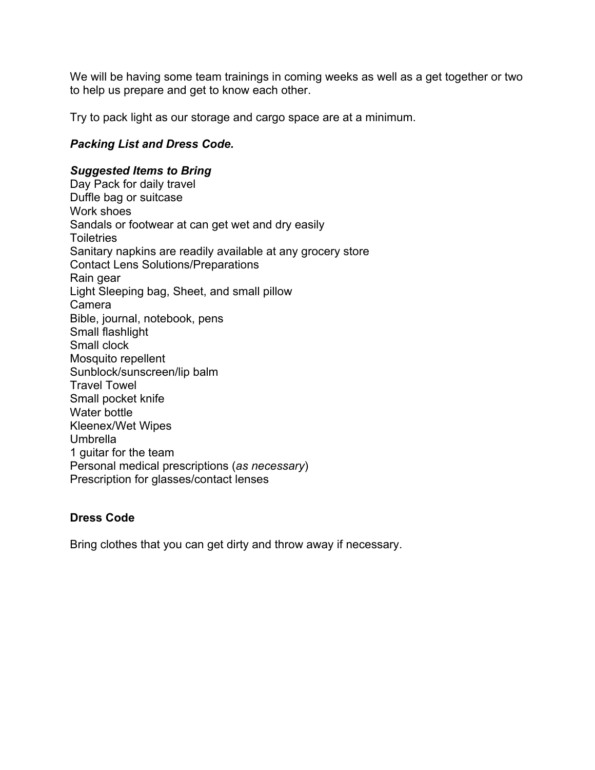We will be having some team trainings in coming weeks as well as a get together or two to help us prepare and get to know each other.

Try to pack light as our storage and cargo space are at a minimum.

***Packing List and Dress Code.***

***Suggested Items to Bring***

Day Pack for daily travel
Duffle bag or suitcase
Work shoes
Sandals or footwear at can get wet and dry easily
Toiletries
Sanitary napkins are readily available at any grocery store
Contact Lens Solutions/Preparations
Rain gear
Light Sleeping bag, Sheet, and small pillow
Camera
Bible, journal, notebook, pens
Small flashlight
Small clock
Mosquito repellent
Sunblock/sunscreen/lip balm
Travel Towel
Small pocket knife
Water bottle
Kleenex/Wet Wipes
Umbrella
1 guitar for the team
Personal medical prescriptions (*as necessary*)
Prescription for glasses/contact lenses

**Dress Code**

Bring clothes that you can get dirty and throw away if necessary.